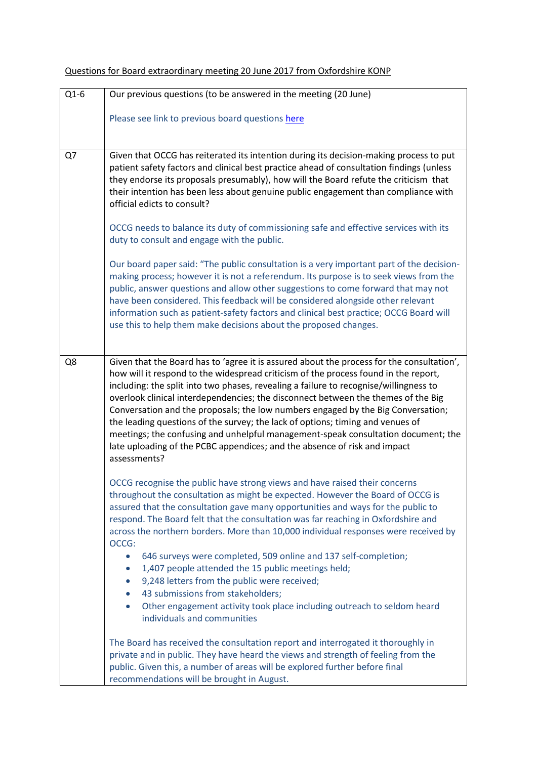Questions for Board extraordinary meeting 20 June 2017 from Oxfordshire KONP

| | |
|---|---|
| Q1-6 | Our previous questions (to be answered in the meeting (20 June)) <br><br> Please see link to previous board questions here |
| Q7 | Given that OCCG has reiterated its intention during its decision-making process to put patient safety factors and clinical best practice ahead of consultation findings (unless they endorse its proposals presumably), how will the Board refute the criticism that their intention has been less about genuine public engagement than compliance with official edicts to consult? <br><br> OCCG needs to balance its duty of commissioning safe and effective services with its duty to consult and engage with the public. <br><br> Our board paper said: "The public consultation is a very important part of the decision-making process; however it is not a referendum. Its purpose is to seek views from the public, answer questions and allow other suggestions to come forward that may not have been considered. This feedback will be considered alongside other relevant information such as patient-safety factors and clinical best practice; OCCG Board will use this to help them make decisions about the proposed changes. |
| Q8 | Given that the Board has to 'agree it is assured about the process for the consultation', how will it respond to the widespread criticism of the process found in the report, including: the split into two phases, revealing a failure to recognise/willingness to overlook clinical interdependencies; the disconnect between the themes of the Big Conversation and the proposals; the low numbers engaged by the Big Conversation; the leading questions of the survey; the lack of options; timing and venues of meetings; the confusing and unhelpful management-speak consultation document; the late uploading of the PCBC appendices; and the absence of risk and impact assessments? <br><br> OCCG recognise the public have strong views and have raised their concerns throughout the consultation as might be expected. However the Board of OCCG is assured that the consultation gave many opportunities and ways for the public to respond. The Board felt that the consultation was far reaching in Oxfordshire and across the northern borders. More than 10,000 individual responses were received by OCCG: <br>• 646 surveys were completed, 509 online and 137 self-completion; <br>• 1,407 people attended the 15 public meetings held; <br>• 9,248 letters from the public were received; <br>• 43 submissions from stakeholders; <br>• Other engagement activity took place including outreach to seldom heard individuals and communities <br><br> The Board has received the consultation report and interrogated it thoroughly in private and in public. They have heard the views and strength of feeling from the public. Given this, a number of areas will be explored further before final recommendations will be brought in August. |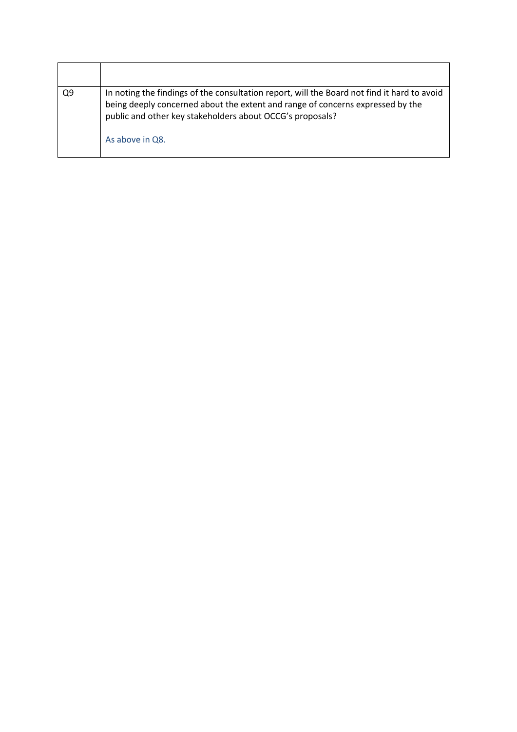| | |
|---|---|
| Q9 | In noting the findings of the consultation report, will the Board not find it hard to avoid being deeply concerned about the extent and range of concerns expressed by the public and other key stakeholders about OCCG's proposals?<br><br>As above in Q8. |